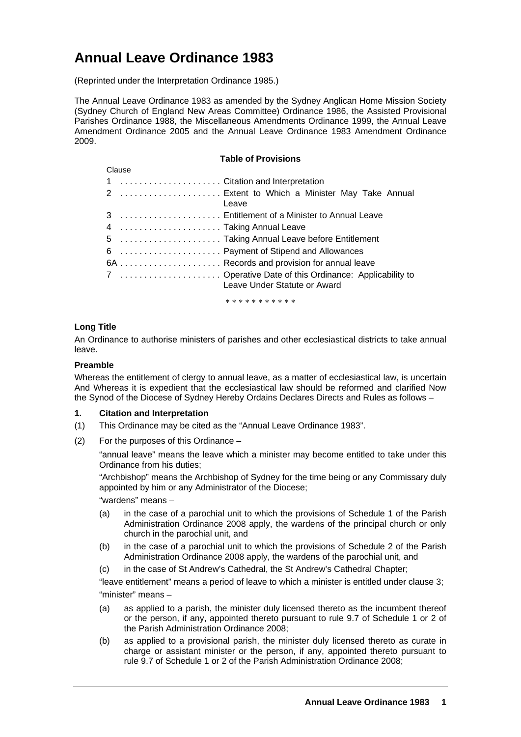# Annual Leave Ordinance 1983

(Reprinted under the Interpretation Ordinance 1985.)

The Annual Leave Ordinance 1983 as amended by the Sydney Anglican Home Mission Society (Sydney Church of England New Areas Committee) Ordinance 1986, the Assisted Provisional Parishes Ordinance 1988, the Miscellaneous Amendments Ordinance 1999, the Annual Leave Amendment Ordinance 2005 and the Annual Leave Ordinance 1983 Amendment Ordinance 2009.

**Table of Provisions**

| Clause | |
|---|---|
| 1 | Citation and Interpretation |
| 2 | Extent to Which a Minister May Take Annual Leave |
| 3 | Entitlement of a Minister to Annual Leave |
| 4 | Taking Annual Leave |
| 5 | Taking Annual Leave before Entitlement |
| 6 | Payment of Stipend and Allowances |
| 6A | Records and provision for annual leave |
| 7 | Operative Date of this Ordinance: Applicability to Leave Under Statute or Award |

\* \* \* \* \* \* \* \* \* \* \*

**Long Title**

An Ordinance to authorise ministers of parishes and other ecclesiastical districts to take annual leave.

**Preamble**

Whereas the entitlement of clergy to annual leave, as a matter of ecclesiastical law, is uncertain And Whereas it is expedient that the ecclesiastical law should be reformed and clarified Now the Synod of the Diocese of Sydney Hereby Ordains Declares Directs and Rules as follows –

**1. Citation and Interpretation**

(1) This Ordinance may be cited as the "Annual Leave Ordinance 1983".

(2) For the purposes of this Ordinance –

"annual leave" means the leave which a minister may become entitled to take under this Ordinance from his duties;

"Archbishop" means the Archbishop of Sydney for the time being or any Commissary duly appointed by him or any Administrator of the Diocese;

"wardens" means –

(a) in the case of a parochial unit to which the provisions of Schedule 1 of the Parish Administration Ordinance 2008 apply, the wardens of the principal church or only church in the parochial unit, and

(b) in the case of a parochial unit to which the provisions of Schedule 2 of the Parish Administration Ordinance 2008 apply, the wardens of the parochial unit, and

(c) in the case of St Andrew's Cathedral, the St Andrew's Cathedral Chapter;

"leave entitlement" means a period of leave to which a minister is entitled under clause 3;

"minister" means –

(a) as applied to a parish, the minister duly licensed thereto as the incumbent thereof or the person, if any, appointed thereto pursuant to rule 9.7 of Schedule 1 or 2 of the Parish Administration Ordinance 2008;

(b) as applied to a provisional parish, the minister duly licensed thereto as curate in charge or assistant minister or the person, if any, appointed thereto pursuant to rule 9.7 of Schedule 1 or 2 of the Parish Administration Ordinance 2008;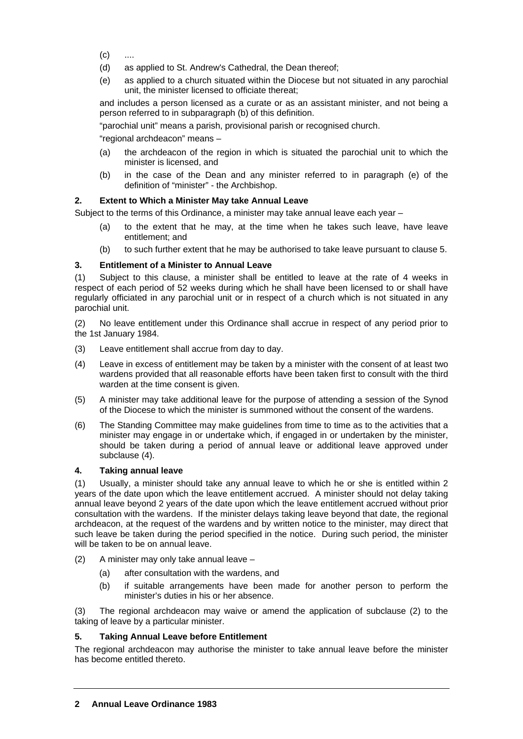(c) ....

(d) as applied to St. Andrew's Cathedral, the Dean thereof;

(e) as applied to a church situated within the Diocese but not situated in any parochial unit, the minister licensed to officiate thereat;

and includes a person licensed as a curate or as an assistant minister, and not being a person referred to in subparagraph (b) of this definition.

"parochial unit" means a parish, provisional parish or recognised church.

"regional archdeacon" means –

(a) the archdeacon of the region in which is situated the parochial unit to which the minister is licensed, and

(b) in the case of the Dean and any minister referred to in paragraph (e) of the definition of "minister" - the Archbishop.

**2. Extent to Which a Minister May take Annual Leave**

Subject to the terms of this Ordinance, a minister may take annual leave each year –

(a) to the extent that he may, at the time when he takes such leave, have leave entitlement; and

(b) to such further extent that he may be authorised to take leave pursuant to clause 5.

**3. Entitlement of a Minister to Annual Leave**

(1) Subject to this clause, a minister shall be entitled to leave at the rate of 4 weeks in respect of each period of 52 weeks during which he shall have been licensed to or shall have regularly officiated in any parochial unit or in respect of a church which is not situated in any parochial unit.

(2) No leave entitlement under this Ordinance shall accrue in respect of any period prior to the 1st January 1984.

(3) Leave entitlement shall accrue from day to day.

(4) Leave in excess of entitlement may be taken by a minister with the consent of at least two wardens provided that all reasonable efforts have been taken first to consult with the third warden at the time consent is given.

(5) A minister may take additional leave for the purpose of attending a session of the Synod of the Diocese to which the minister is summoned without the consent of the wardens.

(6) The Standing Committee may make guidelines from time to time as to the activities that a minister may engage in or undertake which, if engaged in or undertaken by the minister, should be taken during a period of annual leave or additional leave approved under subclause (4).

**4. Taking annual leave**

(1) Usually, a minister should take any annual leave to which he or she is entitled within 2 years of the date upon which the leave entitlement accrued. A minister should not delay taking annual leave beyond 2 years of the date upon which the leave entitlement accrued without prior consultation with the wardens. If the minister delays taking leave beyond that date, the regional archdeacon, at the request of the wardens and by written notice to the minister, may direct that such leave be taken during the period specified in the notice. During such period, the minister will be taken to be on annual leave.

(2) A minister may only take annual leave –

(a) after consultation with the wardens, and

(b) if suitable arrangements have been made for another person to perform the minister's duties in his or her absence.

(3) The regional archdeacon may waive or amend the application of subclause (2) to the taking of leave by a particular minister.

**5. Taking Annual Leave before Entitlement**

The regional archdeacon may authorise the minister to take annual leave before the minister has become entitled thereto.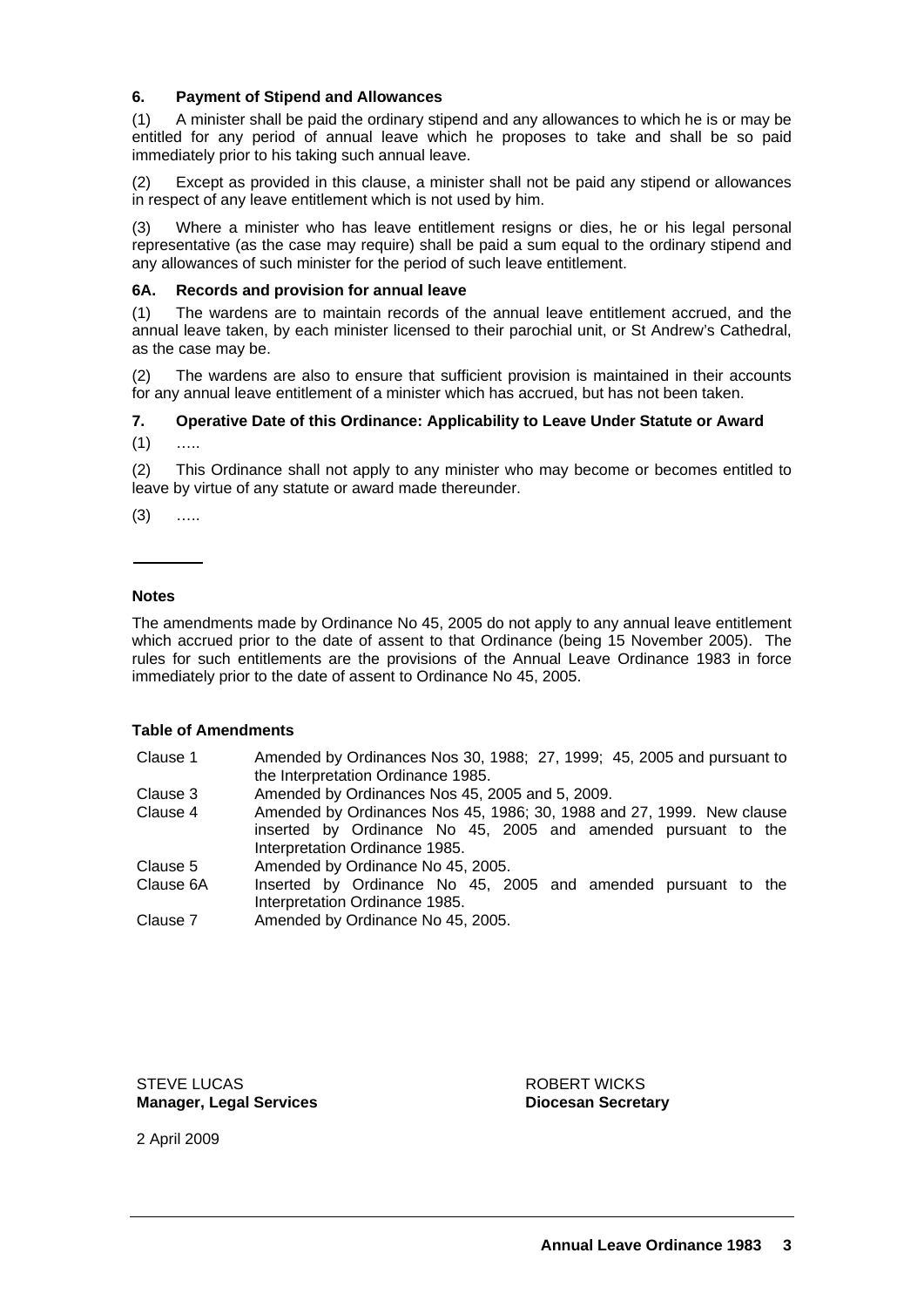### 6. Payment of Stipend and Allowances

(1) A minister shall be paid the ordinary stipend and any allowances to which he is or may be entitled for any period of annual leave which he proposes to take and shall be so paid immediately prior to his taking such annual leave.

(2) Except as provided in this clause, a minister shall not be paid any stipend or allowances in respect of any leave entitlement which is not used by him.

(3) Where a minister who has leave entitlement resigns or dies, he or his legal personal representative (as the case may require) shall be paid a sum equal to the ordinary stipend and any allowances of such minister for the period of such leave entitlement.

### 6A. Records and provision for annual leave

(1) The wardens are to maintain records of the annual leave entitlement accrued, and the annual leave taken, by each minister licensed to their parochial unit, or St Andrew's Cathedral, as the case may be.

(2) The wardens are also to ensure that sufficient provision is maintained in their accounts for any annual leave entitlement of a minister which has accrued, but has not been taken.

### 7. Operative Date of this Ordinance: Applicability to Leave Under Statute or Award

(1) …..

(2) This Ordinance shall not apply to any minister who may become or becomes entitled to leave by virtue of any statute or award made thereunder.

(3) …..

---

**Notes**

The amendments made by Ordinance No 45, 2005 do not apply to any annual leave entitlement which accrued prior to the date of assent to that Ordinance (being 15 November 2005). The rules for such entitlements are the provisions of the Annual Leave Ordinance 1983 in force immediately prior to the date of assent to Ordinance No 45, 2005.

**Table of Amendments**

| | |
|---|---|
| Clause 1 | Amended by Ordinances Nos 30, 1988; 27, 1999; 45, 2005 and pursuant to the Interpretation Ordinance 1985. |
| Clause 3 | Amended by Ordinances Nos 45, 2005 and 5, 2009. |
| Clause 4 | Amended by Ordinances Nos 45, 1986; 30, 1988 and 27, 1999. New clause inserted by Ordinance No 45, 2005 and amended pursuant to the Interpretation Ordinance 1985. |
| Clause 5 | Amended by Ordinance No 45, 2005. |
| Clause 6A | Inserted by Ordinance No 45, 2005 and amended pursuant to the Interpretation Ordinance 1985. |
| Clause 7 | Amended by Ordinance No 45, 2005. |

STEVE LUCAS
**Manager, Legal Services**

ROBERT WICKS
**Diocesan Secretary**

2 April 2009